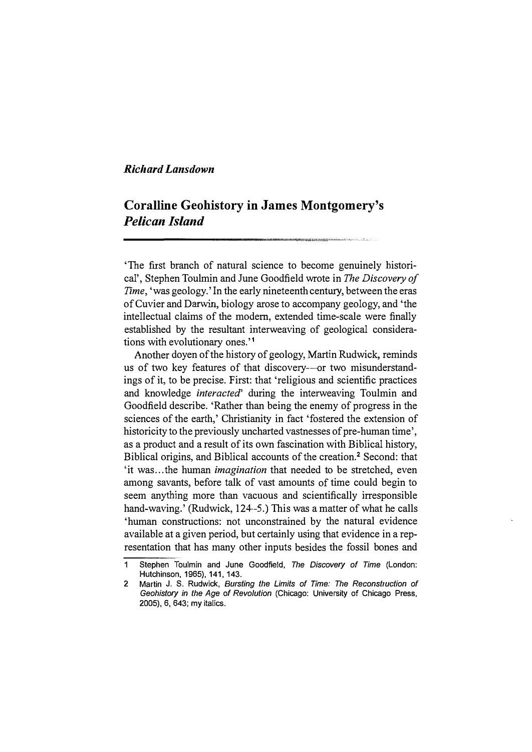*Richard Lansdown*

# Coralline Geohistory in James Montgomery's *Pelican Island*

'The first branch of natural science to become genuinely historical', Stephen Toulmin and June Goodfield wrote in *The Discovery of Time*, 'was geology.' In the early nineteenth century, between the eras of Cuvier and Darwin, biology arose to accompany geology, and 'the intellectual claims of the modern, extended time-scale were finally established by the resultant interweaving of geological considerations with evolutionary ones.'[1]

Another doyen of the history of geology, Martin Rudwick, reminds us of two key features of that discovery—or two misunderstandings of it, to be precise. First: that 'religious and scientific practices and knowledge *interacted*' during the interweaving Toulmin and Goodfield describe. 'Rather than being the enemy of progress in the sciences of the earth,' Christianity in fact 'fostered the extension of historicity to the previously uncharted vastnesses of pre-human time', as a product and a result of its own fascination with Biblical history, Biblical origins, and Biblical accounts of the creation.[2] Second: that 'it was...the human *imagination* that needed to be stretched, even among savants, before talk of vast amounts of time could begin to seem anything more than vacuous and scientifically irresponsible hand-waving.' (Rudwick, 124–5.) This was a matter of what he calls 'human constructions: not unconstrained by the natural evidence available at a given period, but certainly using that evidence in a representation that has many other inputs besides the fossil bones and

---

1 Stephen Toulmin and June Goodfield, *The Discovery of Time* (London: Hutchinson, 1965), 141, 143.

2 Martin J. S. Rudwick, *Bursting the Limits of Time: The Reconstruction of Geohistory in the Age of Revolution* (Chicago: University of Chicago Press, 2005), 6, 643; my italics.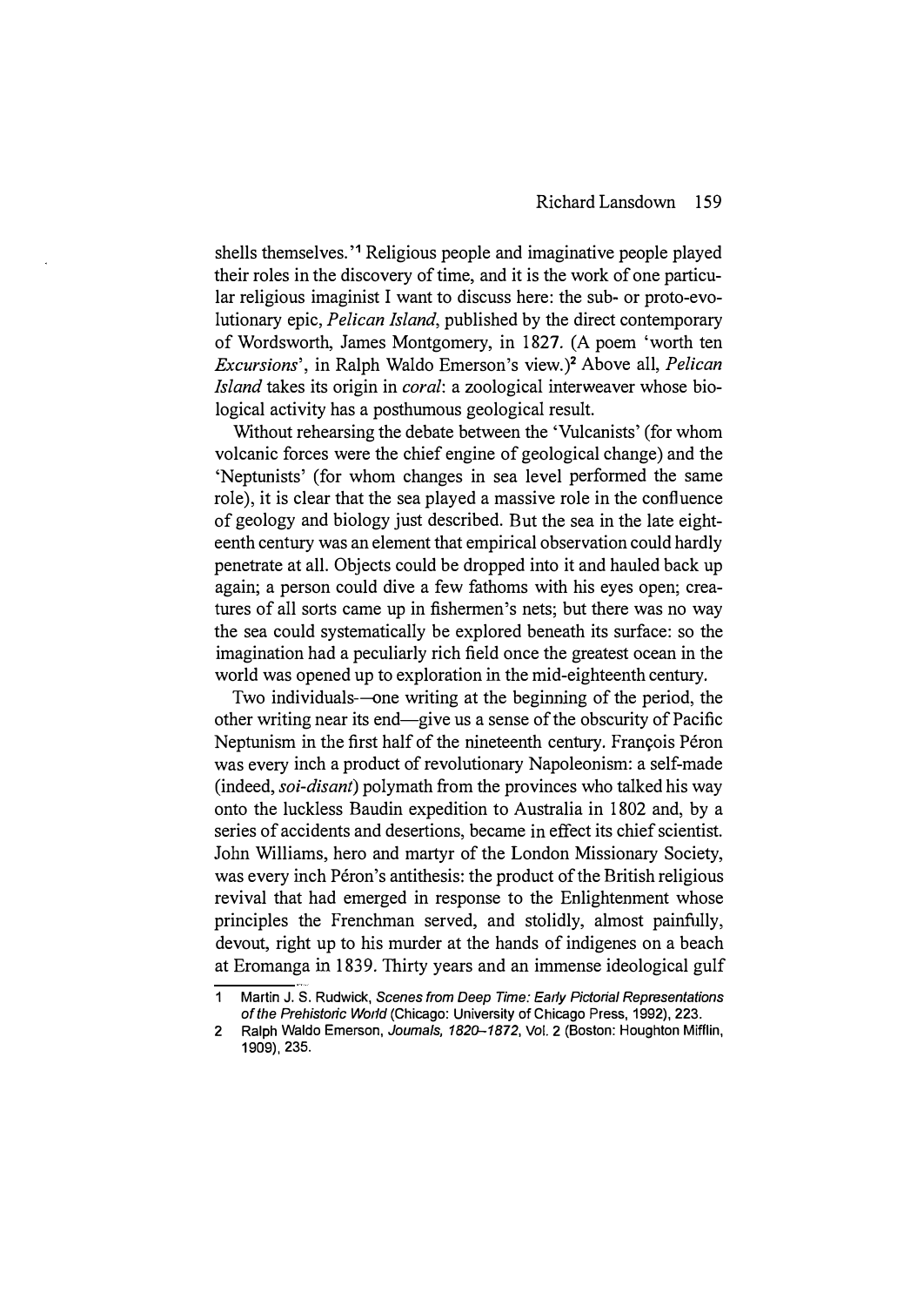shells themselves.'[1] Religious people and imaginative people played their roles in the discovery of time, and it is the work of one particular religious imaginist I want to discuss here: the sub- or proto-evolutionary epic, *Pelican Island*, published by the direct contemporary of Wordsworth, James Montgomery, in 1827. (A poem 'worth ten *Excursions*', in Ralph Waldo Emerson's view.)[2] Above all, *Pelican Island* takes its origin in *coral*: a zoological interweaver whose biological activity has a posthumous geological result.

Without rehearsing the debate between the 'Vulcanists' (for whom volcanic forces were the chief engine of geological change) and the 'Neptunists' (for whom changes in sea level performed the same role), it is clear that the sea played a massive role in the confluence of geology and biology just described. But the sea in the late eighteenth century was an element that empirical observation could hardly penetrate at all. Objects could be dropped into it and hauled back up again; a person could dive a few fathoms with his eyes open; creatures of all sorts came up in fishermen's nets; but there was no way the sea could systematically be explored beneath its surface: so the imagination had a peculiarly rich field once the greatest ocean in the world was opened up to exploration in the mid-eighteenth century.

Two individuals—one writing at the beginning of the period, the other writing near its end—give us a sense of the obscurity of Pacific Neptunism in the first half of the nineteenth century. François Péron was every inch a product of revolutionary Napoleonism: a self-made (indeed, *soi-disant*) polymath from the provinces who talked his way onto the luckless Baudin expedition to Australia in 1802 and, by a series of accidents and desertions, became in effect its chief scientist. John Williams, hero and martyr of the London Missionary Society, was every inch Péron's antithesis: the product of the British religious revival that had emerged in response to the Enlightenment whose principles the Frenchman served, and stolidly, almost painfully, devout, right up to his murder at the hands of indigenes on a beach at Eromanga in 1839. Thirty years and an immense ideological gulf

1 Martin J. S. Rudwick, *Scenes from Deep Time: Early Pictorial Representations of the Prehistoric World* (Chicago: University of Chicago Press, 1992), 223.

2 Ralph Waldo Emerson, *Journals, 1820–1872*, Vol. 2 (Boston: Houghton Mifflin, 1909), 235.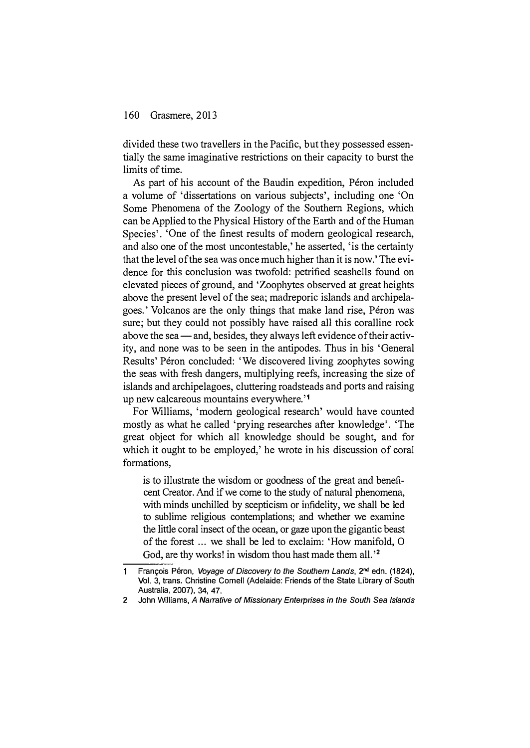divided these two travellers in the Pacific, but they possessed essentially the same imaginative restrictions on their capacity to burst the limits of time.

As part of his account of the Baudin expedition, Péron included a volume of 'dissertations on various subjects', including one 'On Some Phenomena of the Zoology of the Southern Regions, which can be Applied to the Physical History of the Earth and of the Human Species'. 'One of the finest results of modern geological research, and also one of the most uncontestable,' he asserted, 'is the certainty that the level of the sea was once much higher than it is now.' The evidence for this conclusion was twofold: petrified seashells found on elevated pieces of ground, and 'Zoophytes observed at great heights above the present level of the sea; madreporic islands and archipelagoes.' Volcanos are the only things that make land rise, Péron was sure; but they could not possibly have raised all this coralline rock above the sea — and, besides, they always left evidence of their activity, and none was to be seen in the antipodes. Thus in his 'General Results' Péron concluded: 'We discovered living zoophytes sowing the seas with fresh dangers, multiplying reefs, increasing the size of islands and archipelagoes, cluttering roadsteads and ports and raising up new calcareous mountains everywhere.'[1]

For Williams, 'modern geological research' would have counted mostly as what he called 'prying researches after knowledge'. 'The great object for which all knowledge should be sought, and for which it ought to be employed,' he wrote in his discussion of coral formations,

> is to illustrate the wisdom or goodness of the great and beneficent Creator. And if we come to the study of natural phenomena, with minds unchilled by scepticism or infidelity, we shall be led to sublime religious contemplations; and whether we examine the little coral insect of the ocean, or gaze upon the gigantic beast of the forest ... we shall be led to exclaim: 'How manifold, O God, are thy works! in wisdom thou hast made them all.'[2]

---

1 François Péron, *Voyage of Discovery to the Southern Lands*, 2nd edn. (1824), Vol. 3, trans. Christine Cornell (Adelaide: Friends of the State Library of South Australia, 2007), 34, 47.

2 John Williams, *A Narrative of Missionary Enterprises in the South Sea Islands*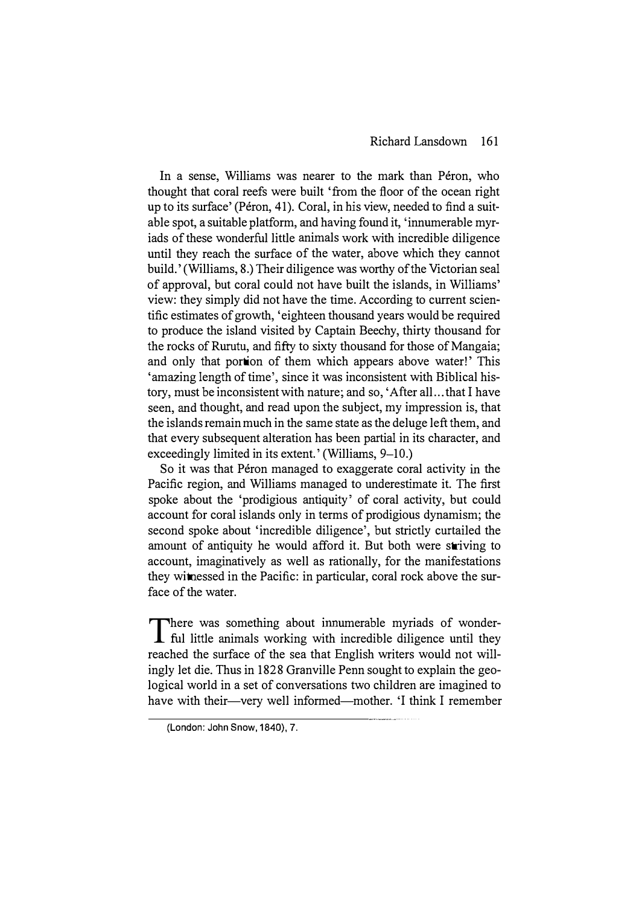In a sense, Williams was nearer to the mark than Péron, who thought that coral reefs were built 'from the floor of the ocean right up to its surface' (Péron, 41). Coral, in his view, needed to find a suitable spot, a suitable platform, and having found it, 'innumerable myriads of these wonderful little animals work with incredible diligence until they reach the surface of the water, above which they cannot build.' (Williams, 8.) Their diligence was worthy of the Victorian seal of approval, but coral could not have built the islands, in Williams' view: they simply did not have the time. According to current scientific estimates of growth, 'eighteen thousand years would be required to produce the island visited by Captain Beechy, thirty thousand for the rocks of Rurutu, and fifty to sixty thousand for those of Mangaia; and only that portion of them which appears above water!' This 'amazing length of time', since it was inconsistent with Biblical history, must be inconsistent with nature; and so, 'After all... that I have seen, and thought, and read upon the subject, my impression is, that the islands remain much in the same state as the deluge left them, and that every subsequent alteration has been partial in its character, and exceedingly limited in its extent.' (Williams, 9–10.)

So it was that Péron managed to exaggerate coral activity in the Pacific region, and Williams managed to underestimate it. The first spoke about the 'prodigious antiquity' of coral activity, but could account for coral islands only in terms of prodigious dynamism; the second spoke about 'incredible diligence', but strictly curtailed the amount of antiquity he would afford it. But both were striving to account, imaginatively as well as rationally, for the manifestations they witnessed in the Pacific: in particular, coral rock above the surface of the water.

There was something about innumerable myriads of wonderful little animals working with incredible diligence until they reached the surface of the sea that English writers would not willingly let die. Thus in 1828 Granville Penn sought to explain the geological world in a set of conversations two children are imagined to have with their—very well informed—mother. 'I think I remember

---

(London: John Snow, 1840), 7.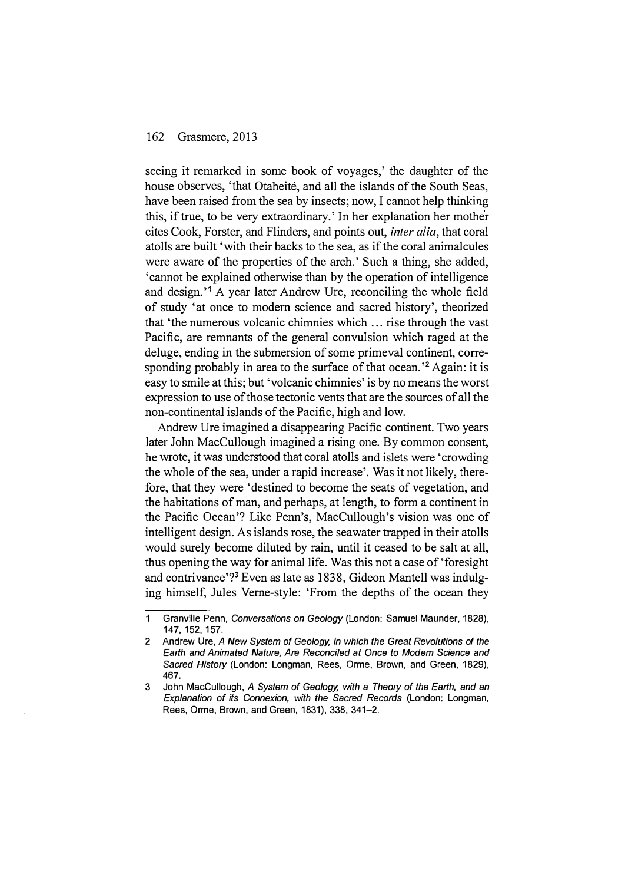seeing it remarked in some book of voyages,' the daughter of the house observes, 'that Otaheité, and all the islands of the South Seas, have been raised from the sea by insects; now, I cannot help thinking this, if true, to be very extraordinary.' In her explanation her mother cites Cook, Forster, and Flinders, and points out, *inter alia*, that coral atolls are built 'with their backs to the sea, as if the coral animalcules were aware of the properties of the arch.' Such a thing, she added, 'cannot be explained otherwise than by the operation of intelligence and design.'[1] A year later Andrew Ure, reconciling the whole field of study 'at once to modern science and sacred history', theorized that 'the numerous volcanic chimnies which ... rise through the vast Pacific, are remnants of the general convulsion which raged at the deluge, ending in the submersion of some primeval continent, corresponding probably in area to the surface of that ocean.'[2] Again: it is easy to smile at this; but 'volcanic chimnies' is by no means the worst expression to use of those tectonic vents that are the sources of all the non-continental islands of the Pacific, high and low.

Andrew Ure imagined a disappearing Pacific continent. Two years later John MacCullough imagined a rising one. By common consent, he wrote, it was understood that coral atolls and islets were 'crowding the whole of the sea, under a rapid increase'. Was it not likely, therefore, that they were 'destined to become the seats of vegetation, and the habitations of man, and perhaps, at length, to form a continent in the Pacific Ocean'? Like Penn's, MacCullough's vision was one of intelligent design. As islands rose, the seawater trapped in their atolls would surely become diluted by rain, until it ceased to be salt at all, thus opening the way for animal life. Was this not a case of 'foresight and contrivance'?[3] Even as late as 1838, Gideon Mantell was indulging himself, Jules Verne-style: 'From the depths of the ocean they

---

1 Granville Penn, *Conversations on Geology* (London: Samuel Maunder, 1828), 147, 152, 157.

2 Andrew Ure, *A New System of Geology, in which the Great Revolutions of the Earth and Animated Nature, Are Reconciled at Once to Modern Science and Sacred History* (London: Longman, Rees, Orme, Brown, and Green, 1829), 467.

3 John MacCullough, *A System of Geology, with a Theory of the Earth, and an Explanation of its Connexion, with the Sacred Records* (London: Longman, Rees, Orme, Brown, and Green, 1831), 338, 341–2.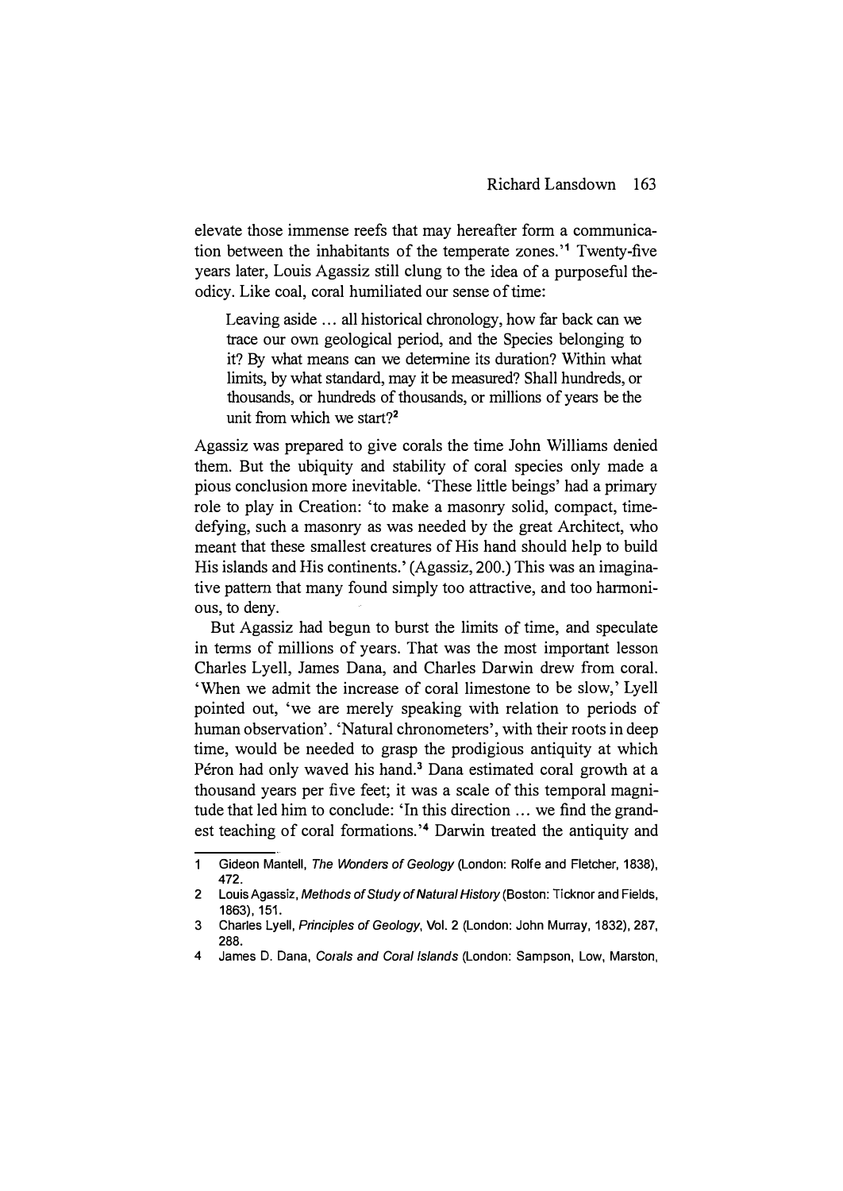elevate those immense reefs that may hereafter form a communication between the inhabitants of the temperate zones.'[1] Twenty-five years later, Louis Agassiz still clung to the idea of a purposeful theodicy. Like coal, coral humiliated our sense of time:

> Leaving aside ... all historical chronology, how far back can we trace our own geological period, and the Species belonging to it? By what means can we determine its duration? Within what limits, by what standard, may it be measured? Shall hundreds, or thousands, or hundreds of thousands, or millions of years be the unit from which we start?[2]

Agassiz was prepared to give corals the time John Williams denied them. But the ubiquity and stability of coral species only made a pious conclusion more inevitable. 'These little beings' had a primary role to play in Creation: 'to make a masonry solid, compact, time-defying, such a masonry as was needed by the great Architect, who meant that these smallest creatures of His hand should help to build His islands and His continents.' (Agassiz, 200.) This was an imaginative pattern that many found simply too attractive, and too harmonious, to deny.

But Agassiz had begun to burst the limits of time, and speculate in terms of millions of years. That was the most important lesson Charles Lyell, James Dana, and Charles Darwin drew from coral. 'When we admit the increase of coral limestone to be slow,' Lyell pointed out, 'we are merely speaking with relation to periods of human observation'. 'Natural chronometers', with their roots in deep time, would be needed to grasp the prodigious antiquity at which Péron had only waved his hand.[3] Dana estimated coral growth at a thousand years per five feet; it was a scale of this temporal magnitude that led him to conclude: 'In this direction ... we find the grandest teaching of coral formations.'[4] Darwin treated the antiquity and

---

1 Gideon Mantell, *The Wonders of Geology* (London: Rolfe and Fletcher, 1838), 472.

2 Louis Agassiz, *Methods of Study of Natural History* (Boston: Ticknor and Fields, 1863), 151.

3 Charles Lyell, *Principles of Geology*, Vol. 2 (London: John Murray, 1832), 287, 288.

4 James D. Dana, *Corals and Coral Islands* (London: Sampson, Low, Marston,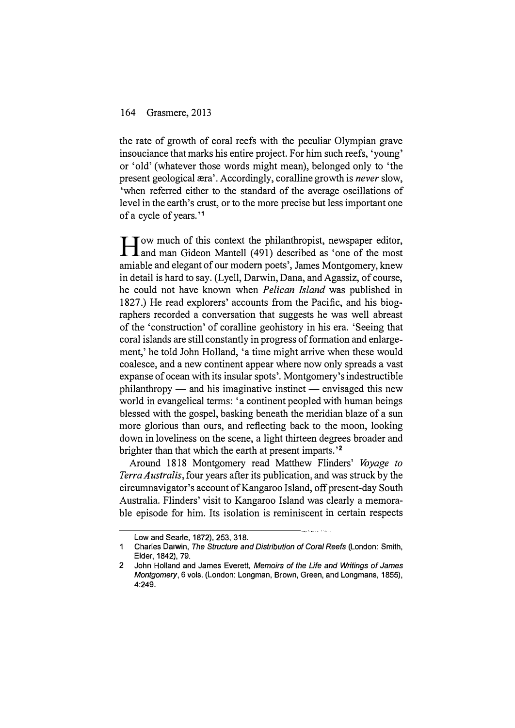the rate of growth of coral reefs with the peculiar Olympian grave insouciance that marks his entire project. For him such reefs, 'young' or 'old' (whatever those words might mean), belonged only to 'the present geological æra'. Accordingly, coralline growth is *never* slow, 'when referred either to the standard of the average oscillations of level in the earth's crust, or to the more precise but less important one of a cycle of years.'[1]

How much of this context the philanthropist, newspaper editor, and man Gideon Mantell (491) described as 'one of the most amiable and elegant of our modern poets', James Montgomery, knew in detail is hard to say. (Lyell, Darwin, Dana, and Agassiz, of course, he could not have known when *Pelican Island* was published in 1827.) He read explorers' accounts from the Pacific, and his biographers recorded a conversation that suggests he was well abreast of the 'construction' of coralline geohistory in his era. 'Seeing that coral islands are still constantly in progress of formation and enlargement,' he told John Holland, 'a time might arrive when these would coalesce, and a new continent appear where now only spreads a vast expanse of ocean with its insular spots'. Montgomery's indestructible philanthropy — and his imaginative instinct — envisaged this new world in evangelical terms: 'a continent peopled with human beings blessed with the gospel, basking beneath the meridian blaze of a sun more glorious than ours, and reflecting back to the moon, looking down in loveliness on the scene, a light thirteen degrees broader and brighter than that which the earth at present imparts.'[2]

Around 1818 Montgomery read Matthew Flinders' *Voyage to Terra Australis*, four years after its publication, and was struck by the circumnavigator's account of Kangaroo Island, off present-day South Australia. Flinders' visit to Kangaroo Island was clearly a memorable episode for him. Its isolation is reminiscent in certain respects

---

Low and Searle, 1872), 253, 318.

1 Charles Darwin, *The Structure and Distribution of Coral Reefs* (London: Smith, Elder, 1842), 79.

2 John Holland and James Everett, *Memoirs of the Life and Writings of James Montgomery*, 6 vols. (London: Longman, Brown, Green, and Longmans, 1855), 4:249.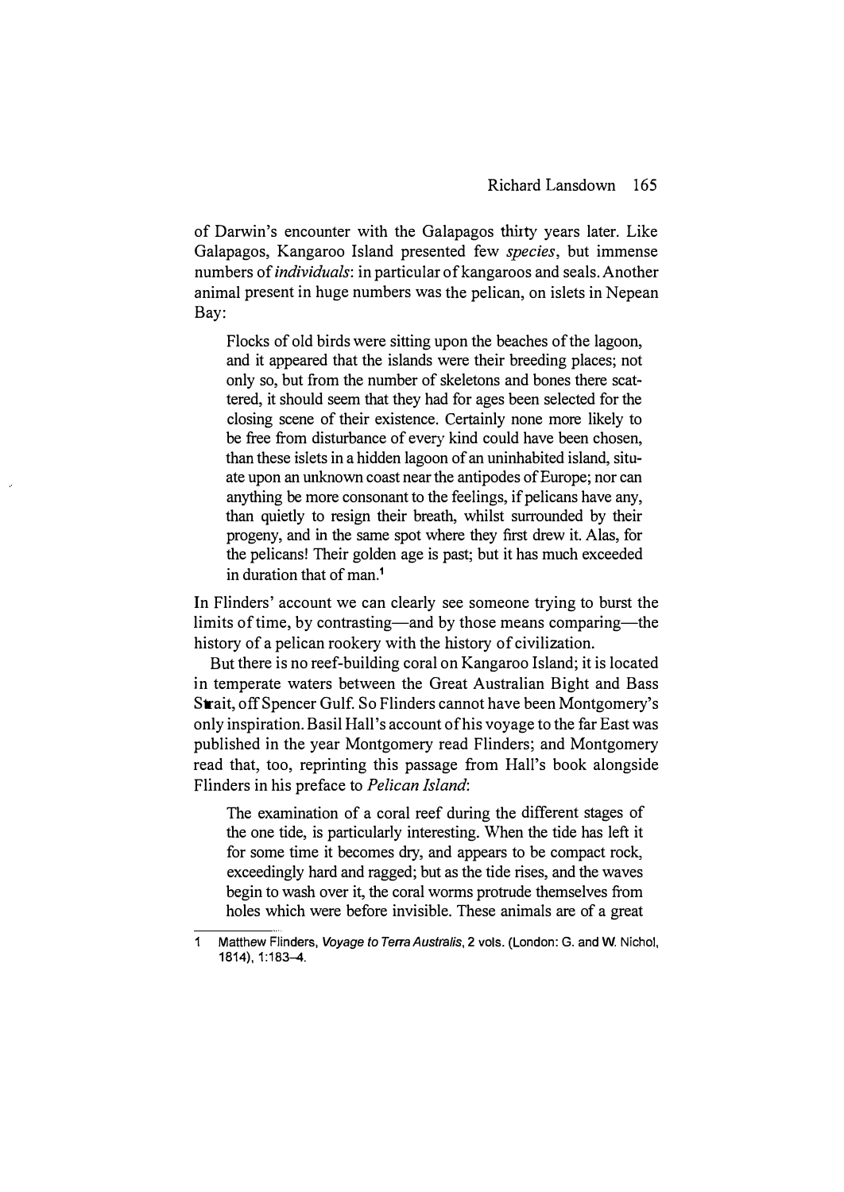of Darwin's encounter with the Galapagos thirty years later. Like Galapagos, Kangaroo Island presented few *species*, but immense numbers of *individuals*: in particular of kangaroos and seals. Another animal present in huge numbers was the pelican, on islets in Nepean Bay:

> Flocks of old birds were sitting upon the beaches of the lagoon, and it appeared that the islands were their breeding places; not only so, but from the number of skeletons and bones there scattered, it should seem that they had for ages been selected for the closing scene of their existence. Certainly none more likely to be free from disturbance of every kind could have been chosen, than these islets in a hidden lagoon of an uninhabited island, situate upon an unknown coast near the antipodes of Europe; nor can anything be more consonant to the feelings, if pelicans have any, than quietly to resign their breath, whilst surrounded by their progeny, and in the same spot where they first drew it. Alas, for the pelicans! Their golden age is past; but it has much exceeded in duration that of man.[1]

In Flinders' account we can clearly see someone trying to burst the limits of time, by contrasting—and by those means comparing—the history of a pelican rookery with the history of civilization.

But there is no reef-building coral on Kangaroo Island; it is located in temperate waters between the Great Australian Bight and Bass Strait, off Spencer Gulf. So Flinders cannot have been Montgomery's only inspiration. Basil Hall's account of his voyage to the far East was published in the year Montgomery read Flinders; and Montgomery read that, too, reprinting this passage from Hall's book alongside Flinders in his preface to *Pelican Island*:

> The examination of a coral reef during the different stages of the one tide, is particularly interesting. When the tide has left it for some time it becomes dry, and appears to be compact rock, exceedingly hard and ragged; but as the tide rises, and the waves begin to wash over it, the coral worms protrude themselves from holes which were before invisible. These animals are of a great

---

1 Matthew Flinders, *Voyage to Terra Australis*, 2 vols. (London: G. and W. Nichol, 1814), 1:183–4.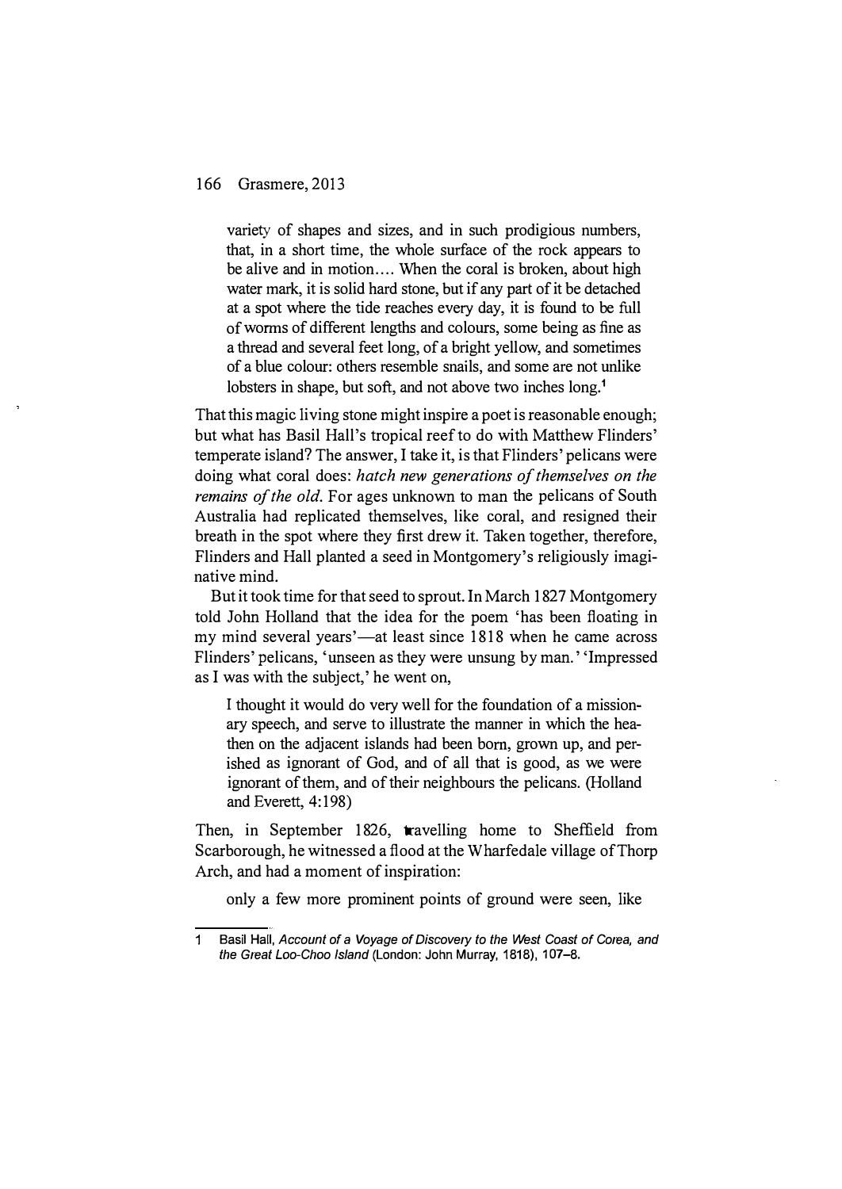> variety of shapes and sizes, and in such prodigious numbers, that, in a short time, the whole surface of the rock appears to be alive and in motion.... When the coral is broken, about high water mark, it is solid hard stone, but if any part of it be detached at a spot where the tide reaches every day, it is found to be full of worms of different lengths and colours, some being as fine as a thread and several feet long, of a bright yellow, and sometimes of a blue colour: others resemble snails, and some are not unlike lobsters in shape, but soft, and not above two inches long.[1]

That this magic living stone might inspire a poet is reasonable enough; but what has Basil Hall's tropical reef to do with Matthew Flinders' temperate island? The answer, I take it, is that Flinders' pelicans were doing what coral does: *hatch new generations of themselves on the remains of the old*. For ages unknown to man the pelicans of South Australia had replicated themselves, like coral, and resigned their breath in the spot where they first drew it. Taken together, therefore, Flinders and Hall planted a seed in Montgomery's religiously imaginative mind.

But it took time for that seed to sprout. In March 1827 Montgomery told John Holland that the idea for the poem 'has been floating in my mind several years'—at least since 1818 when he came across Flinders' pelicans, 'unseen as they were unsung by man.' 'Impressed as I was with the subject,' he went on,

> I thought it would do very well for the foundation of a missionary speech, and serve to illustrate the manner in which the heathen on the adjacent islands had been born, grown up, and perished as ignorant of God, and of all that is good, as we were ignorant of them, and of their neighbours the pelicans. (Holland and Everett, 4:198)

Then, in September 1826, travelling home to Sheffield from Scarborough, he witnessed a flood at the Wharfedale village of Thorp Arch, and had a moment of inspiration:

> only a few more prominent points of ground were seen, like

---

1 Basil Hall, *Account of a Voyage of Discovery to the West Coast of Corea, and the Great Loo-Choo Island* (London: John Murray, 1818), 107–8.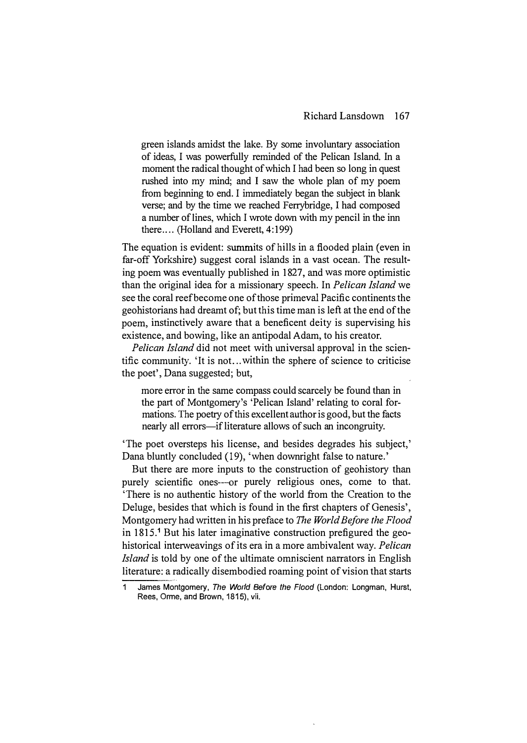> green islands amidst the lake. By some involuntary association of ideas, I was powerfully reminded of the Pelican Island. In a moment the radical thought of which I had been so long in quest rushed into my mind; and I saw the whole plan of my poem from beginning to end. I immediately began the subject in blank verse; and by the time we reached Ferrybridge, I had composed a number of lines, which I wrote down with my pencil in the inn there.... (Holland and Everett, 4:199)

The equation is evident: summits of hills in a flooded plain (even in far-off Yorkshire) suggest coral islands in a vast ocean. The resulting poem was eventually published in 1827, and was more optimistic than the original idea for a missionary speech. In *Pelican Island* we see the coral reef become one of those primeval Pacific continents the geohistorians had dreamt of; but this time man is left at the end of the poem, instinctively aware that a beneficent deity is supervising his existence, and bowing, like an antipodal Adam, to his creator.

*Pelican Island* did not meet with universal approval in the scientific community. 'It is not...within the sphere of science to criticise the poet', Dana suggested; but,

> more error in the same compass could scarcely be found than in the part of Montgomery's 'Pelican Island' relating to coral formations. The poetry of this excellent author is good, but the facts nearly all errors—if literature allows of such an incongruity.

'The poet oversteps his license, and besides degrades his subject,' Dana bluntly concluded (19), 'when downright false to nature.'

But there are more inputs to the construction of geohistory than purely scientific ones—or purely religious ones, come to that. 'There is no authentic history of the world from the Creation to the Deluge, besides that which is found in the first chapters of Genesis', Montgomery had written in his preface to *The World Before the Flood* in 1815.[1] But his later imaginative construction prefigured the geohistorical interweavings of its era in a more ambivalent way. *Pelican Island* is told by one of the ultimate omniscient narrators in English literature: a radically disembodied roaming point of vision that starts

1 James Montgomery, *The World Before the Flood* (London: Longman, Hurst, Rees, Orme, and Brown, 1815), vii.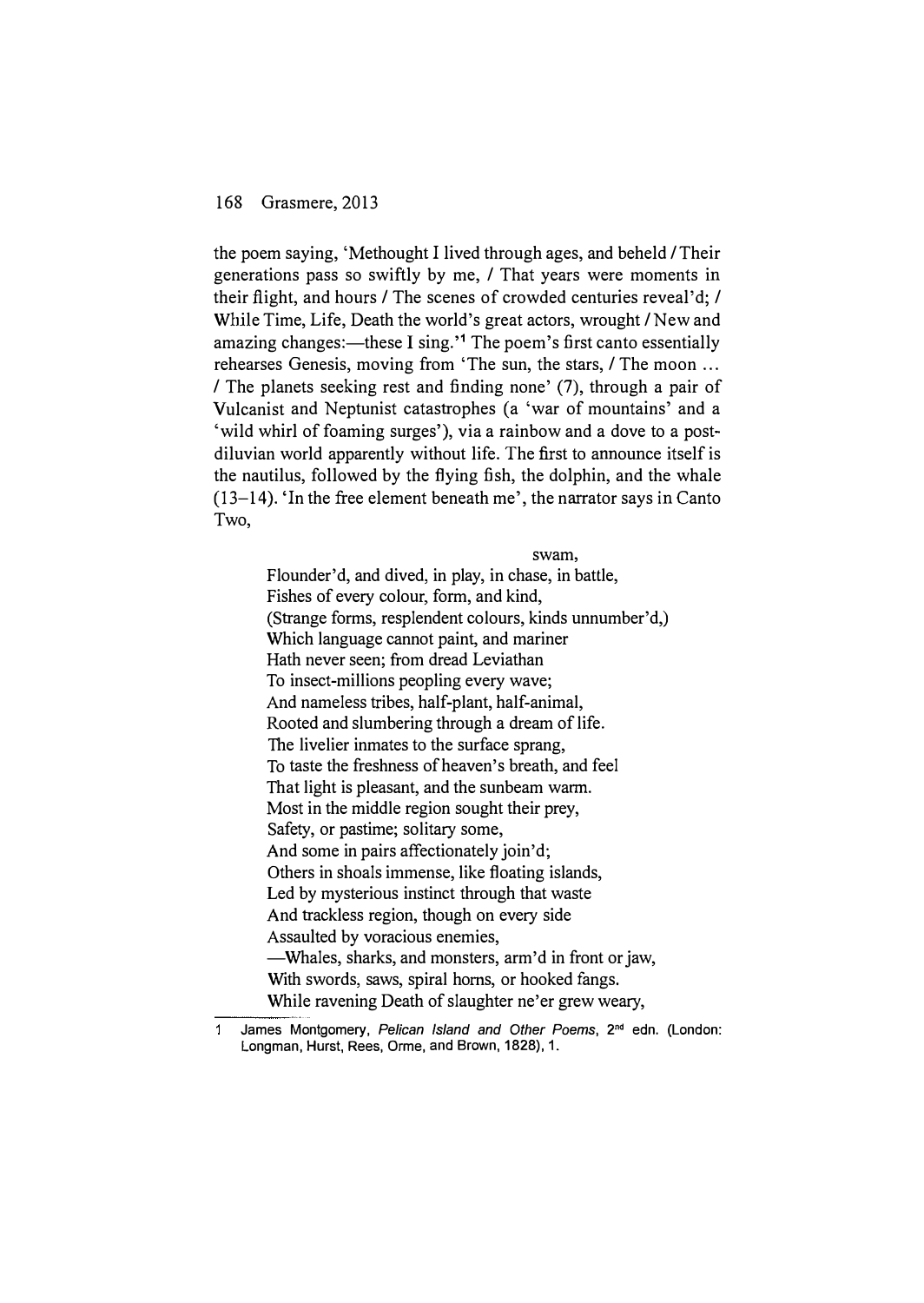the poem saying, 'Methought I lived through ages, and beheld / Their generations pass so swiftly by me, / That years were moments in their flight, and hours / The scenes of crowded centuries reveal'd; / While Time, Life, Death the world's great actors, wrought / New and amazing changes:—these I sing.'[1] The poem's first canto essentially rehearses Genesis, moving from 'The sun, the stars, / The moon ... / The planets seeking rest and finding none' (7), through a pair of Vulcanist and Neptunist catastrophes (a 'war of mountains' and a 'wild whirl of foaming surges'), via a rainbow and a dove to a post-diluvian world apparently without life. The first to announce itself is the nautilus, followed by the flying fish, the dolphin, and the whale (13–14). 'In the free element beneath me', the narrator says in Canto Two,

> swam,
> Flounder'd, and dived, in play, in chase, in battle,
> Fishes of every colour, form, and kind,
> (Strange forms, resplendent colours, kinds unnumber'd,)
> Which language cannot paint, and mariner
> Hath never seen; from dread Leviathan
> To insect-millions peopling every wave;
> And nameless tribes, half-plant, half-animal,
> Rooted and slumbering through a dream of life.
> The livelier inmates to the surface sprang,
> To taste the freshness of heaven's breath, and feel
> That light is pleasant, and the sunbeam warm.
> Most in the middle region sought their prey,
> Safety, or pastime; solitary some,
> And some in pairs affectionately join'd;
> Others in shoals immense, like floating islands,
> Led by mysterious instinct through that waste
> And trackless region, though on every side
> Assaulted by voracious enemies,
> —Whales, sharks, and monsters, arm'd in front or jaw,
> With swords, saws, spiral horns, or hooked fangs.
> While ravening Death of slaughter ne'er grew weary,

1 James Montgomery, *Pelican Island and Other Poems*, 2nd edn. (London: Longman, Hurst, Rees, Orme, and Brown, 1828), 1.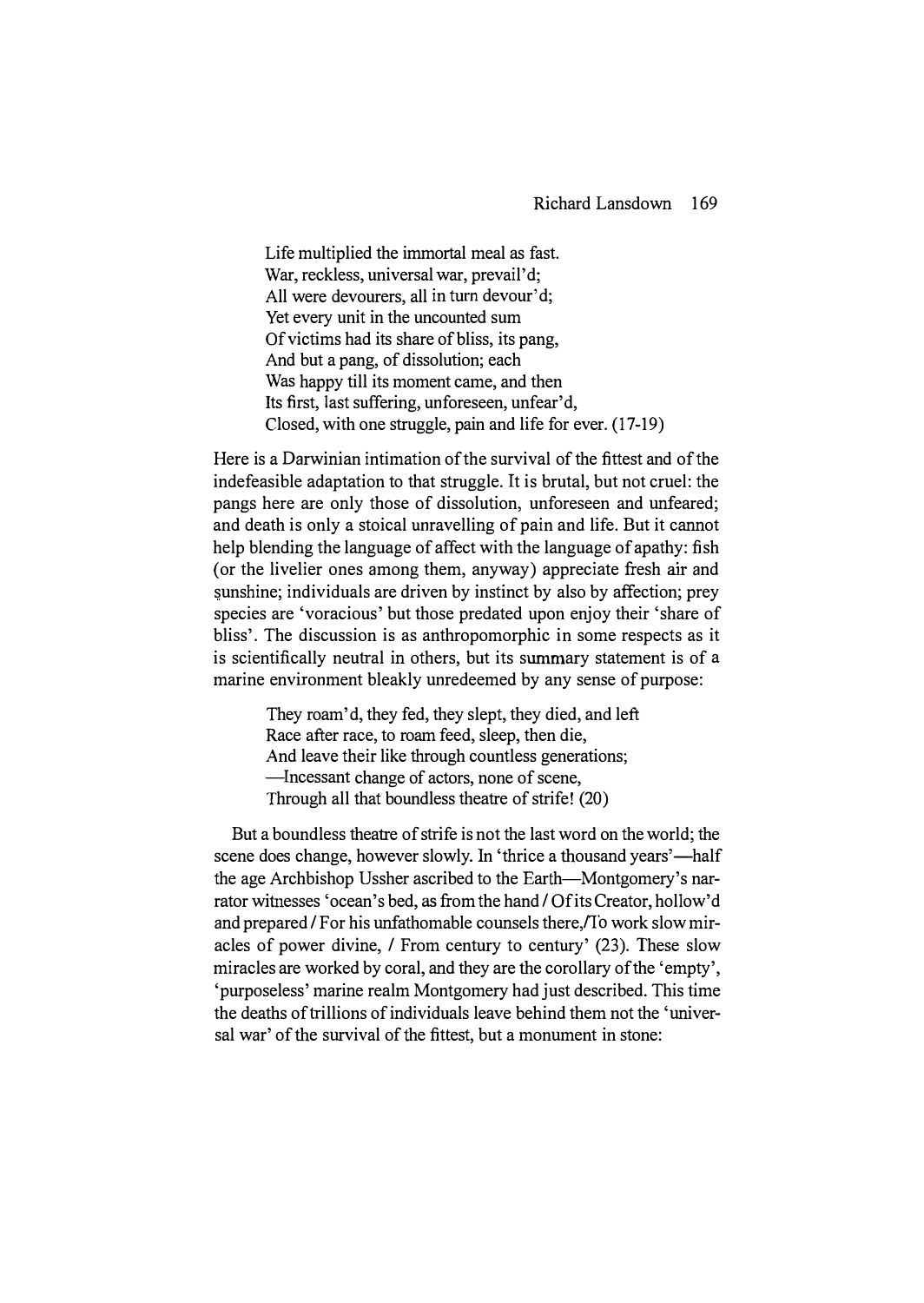> Life multiplied the immortal meal as fast.
> War, reckless, universal war, prevail'd;
> All were devourers, all in turn devour'd;
> Yet every unit in the uncounted sum
> Of victims had its share of bliss, its pang,
> And but a pang, of dissolution; each
> Was happy till its moment came, and then
> Its first, last suffering, unforeseen, unfear'd,
> Closed, with one struggle, pain and life for ever. (17-19)

Here is a Darwinian intimation of the survival of the fittest and of the indefeasible adaptation to that struggle. It is brutal, but not cruel: the pangs here are only those of dissolution, unforeseen and unfeared; and death is only a stoical unravelling of pain and life. But it cannot help blending the language of affect with the language of apathy: fish (or the livelier ones among them, anyway) appreciate fresh air and sunshine; individuals are driven by instinct by also by affection; prey species are 'voracious' but those predated upon enjoy their 'share of bliss'. The discussion is as anthropomorphic in some respects as it is scientifically neutral in others, but its summary statement is of a marine environment bleakly unredeemed by any sense of purpose:

> They roam'd, they fed, they slept, they died, and left
> Race after race, to roam feed, sleep, then die,
> And leave their like through countless generations;
> —Incessant change of actors, none of scene,
> Through all that boundless theatre of strife! (20)

But a boundless theatre of strife is not the last word on the world; the scene does change, however slowly. In 'thrice a thousand years'—half the age Archbishop Ussher ascribed to the Earth—Montgomery's narrator witnesses 'ocean's bed, as from the hand / Of its Creator, hollow'd and prepared / For his unfathomable counsels there,/To work slow miracles of power divine, / From century to century' (23). These slow miracles are worked by coral, and they are the corollary of the 'empty', 'purposeless' marine realm Montgomery had just described. This time the deaths of trillions of individuals leave behind them not the 'universal war' of the survival of the fittest, but a monument in stone: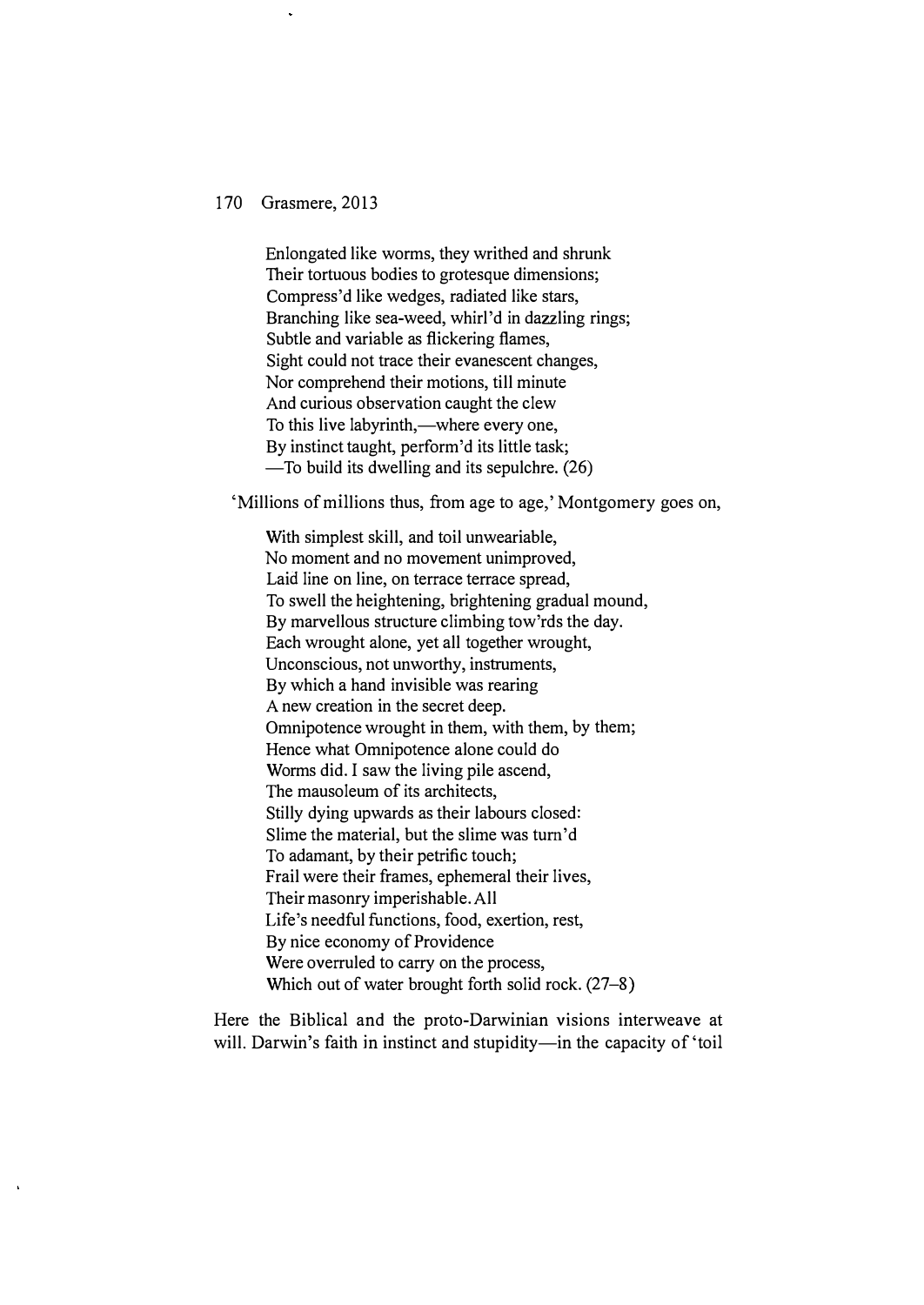> Enlongated like worms, they writhed and shrunk
> Their tortuous bodies to grotesque dimensions;
> Compress'd like wedges, radiated like stars,
> Branching like sea-weed, whirl'd in dazzling rings;
> Subtle and variable as flickering flames,
> Sight could not trace their evanescent changes,
> Nor comprehend their motions, till minute
> And curious observation caught the clew
> To this live labyrinth,—where every one,
> By instinct taught, perform'd its little task;
> —To build its dwelling and its sepulchre. (26)

'Millions of millions thus, from age to age,' Montgomery goes on,

> With simplest skill, and toil unweariable,
> No moment and no movement unimproved,
> Laid line on line, on terrace terrace spread,
> To swell the heightening, brightening gradual mound,
> By marvellous structure climbing tow'rds the day.
> Each wrought alone, yet all together wrought,
> Unconscious, not unworthy, instruments,
> By which a hand invisible was rearing
> A new creation in the secret deep.
> Omnipotence wrought in them, with them, by them;
> Hence what Omnipotence alone could do
> Worms did. I saw the living pile ascend,
> The mausoleum of its architects,
> Stilly dying upwards as their labours closed:
> Slime the material, but the slime was turn'd
> To adamant, by their petrific touch;
> Frail were their frames, ephemeral their lives,
> Their masonry imperishable. All
> Life's needful functions, food, exertion, rest,
> By nice economy of Providence
> Were overruled to carry on the process,
> Which out of water brought forth solid rock. (27–8)

Here the Biblical and the proto-Darwinian visions interweave at will. Darwin's faith in instinct and stupidity—in the capacity of 'toil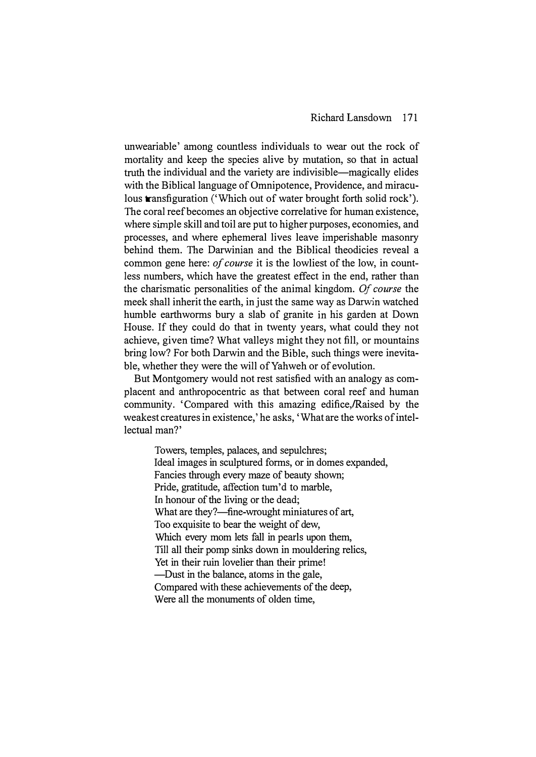unweariable' among countless individuals to wear out the rock of mortality and keep the species alive by mutation, so that in actual truth the individual and the variety are indivisible—magically elides with the Biblical language of Omnipotence, Providence, and miraculous transfiguration ('Which out of water brought forth solid rock'). The coral reef becomes an objective correlative for human existence, where simple skill and toil are put to higher purposes, economies, and processes, and where ephemeral lives leave imperishable masonry behind them. The Darwinian and the Biblical theodicies reveal a common gene here: *of course* it is the lowliest of the low, in countless numbers, which have the greatest effect in the end, rather than the charismatic personalities of the animal kingdom. *Of course* the meek shall inherit the earth, in just the same way as Darwin watched humble earthworms bury a slab of granite in his garden at Down House. If they could do that in twenty years, what could they not achieve, given time? What valleys might they not fill, or mountains bring low? For both Darwin and the Bible, such things were inevitable, whether they were the will of Yahweh or of evolution.

But Montgomery would not rest satisfied with an analogy as complacent and anthropocentric as that between coral reef and human community. 'Compared with this amazing edifice,/Raised by the weakest creatures in existence,' he asks, 'What are the works of intellectual man?'

> Towers, temples, palaces, and sepulchres;
> Ideal images in sculptured forms, or in domes expanded,
> Fancies through every maze of beauty shown;
> Pride, gratitude, affection turn'd to marble,
> In honour of the living or the dead;
> What are they?—fine-wrought miniatures of art,
> Too exquisite to bear the weight of dew,
> Which every morn lets fall in pearls upon them,
> Till all their pomp sinks down in mouldering relics,
> Yet in their ruin lovelier than their prime!
> —Dust in the balance, atoms in the gale,
> Compared with these achievements of the deep,
> Were all the monuments of olden time,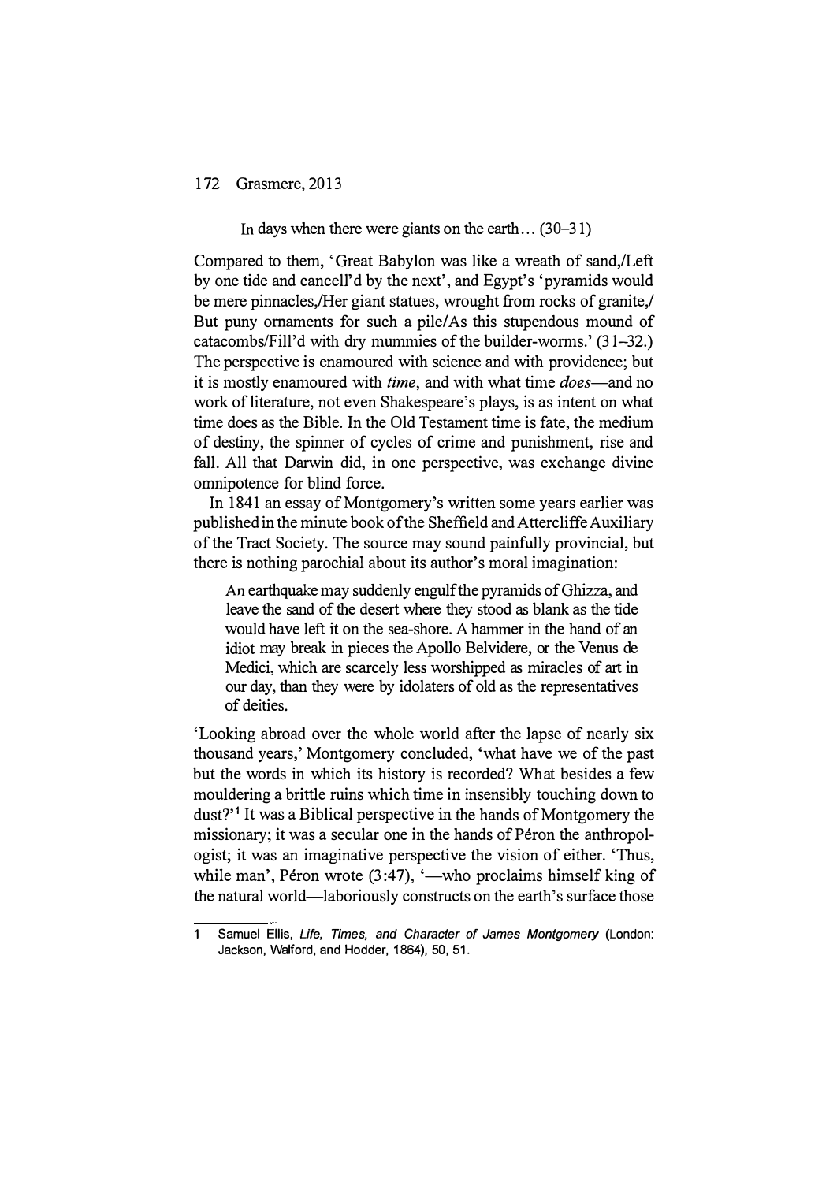> In days when there were giants on the earth… (30–31)

Compared to them, 'Great Babylon was like a wreath of sand,/Left by one tide and cancell'd by the next', and Egypt's 'pyramids would be mere pinnacles,/Her giant statues, wrought from rocks of granite,/ But puny ornaments for such a pile/As this stupendous mound of catacombs/Fill'd with dry mummies of the builder-worms.' (31–32.) The perspective is enamoured with science and with providence; but it is mostly enamoured with *time*, and with what time *does*—and no work of literature, not even Shakespeare's plays, is as intent on what time does as the Bible. In the Old Testament time is fate, the medium of destiny, the spinner of cycles of crime and punishment, rise and fall. All that Darwin did, in one perspective, was exchange divine omnipotence for blind force.

In 1841 an essay of Montgomery's written some years earlier was published in the minute book of the Sheffield and Attercliffe Auxiliary of the Tract Society. The source may sound painfully provincial, but there is nothing parochial about its author's moral imagination:

> An earthquake may suddenly engulf the pyramids of Ghizza, and leave the sand of the desert where they stood as blank as the tide would have left it on the sea-shore. A hammer in the hand of an idiot may break in pieces the Apollo Belvidere, or the Venus de Medici, which are scarcely less worshipped as miracles of art in our day, than they were by idolaters of old as the representatives of deities.

'Looking abroad over the whole world after the lapse of nearly six thousand years,' Montgomery concluded, 'what have we of the past but the words in which its history is recorded? What besides a few mouldering a brittle ruins which time in insensibly touching down to dust?'[1] It was a Biblical perspective in the hands of Montgomery the missionary; it was a secular one in the hands of Péron the anthropologist; it was an imaginative perspective the vision of either. 'Thus, while man', Péron wrote (3:47), '—who proclaims himself king of the natural world—laboriously constructs on the earth's surface those

---

1 Samuel Ellis, *Life, Times, and Character of James Montgomery* (London: Jackson, Walford, and Hodder, 1864), 50, 51.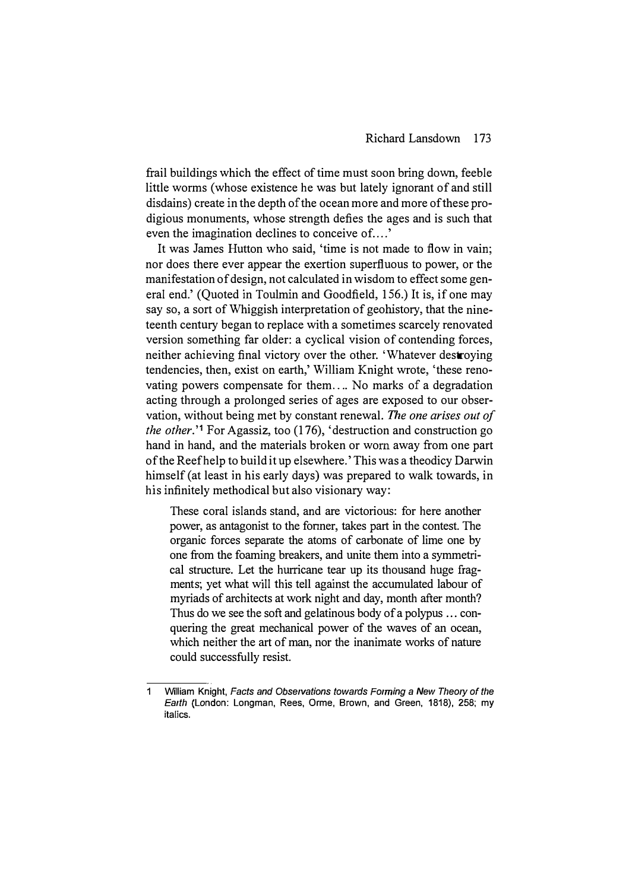frail buildings which the effect of time must soon bring down, feeble little worms (whose existence he was but lately ignorant of and still disdains) create in the depth of the ocean more and more of these prodigious monuments, whose strength defies the ages and is such that even the imagination declines to conceive of....'

It was James Hutton who said, 'time is not made to flow in vain; nor does there ever appear the exertion superfluous to power, or the manifestation of design, not calculated in wisdom to effect some general end.' (Quoted in Toulmin and Goodfield, 156.) It is, if one may say so, a sort of Whiggish interpretation of geohistory, that the nineteenth century began to replace with a sometimes scarcely renovated version something far older: a cyclical vision of contending forces, neither achieving final victory over the other. 'Whatever destroying tendencies, then, exist on earth,' William Knight wrote, 'these renovating powers compensate for them.... No marks of a degradation acting through a prolonged series of ages are exposed to our observation, without being met by constant renewal. *The one arises out of the other*.'[1] For Agassiz, too (176), 'destruction and construction go hand in hand, and the materials broken or worn away from one part of the Reef help to build it up elsewhere.' This was a theodicy Darwin himself (at least in his early days) was prepared to walk towards, in his infinitely methodical but also visionary way:

> These coral islands stand, and are victorious: for here another power, as antagonist to the former, takes part in the contest. The organic forces separate the atoms of carbonate of lime one by one from the foaming breakers, and unite them into a symmetrical structure. Let the hurricane tear up its thousand huge fragments; yet what will this tell against the accumulated labour of myriads of architects at work night and day, month after month? Thus do we see the soft and gelatinous body of a polypus ... conquering the great mechanical power of the waves of an ocean, which neither the art of man, nor the inanimate works of nature could successfully resist.

---

1 William Knight, *Facts and Observations towards Forming a New Theory of the Earth* (London: Longman, Rees, Orme, Brown, and Green, 1818), 258; my italics.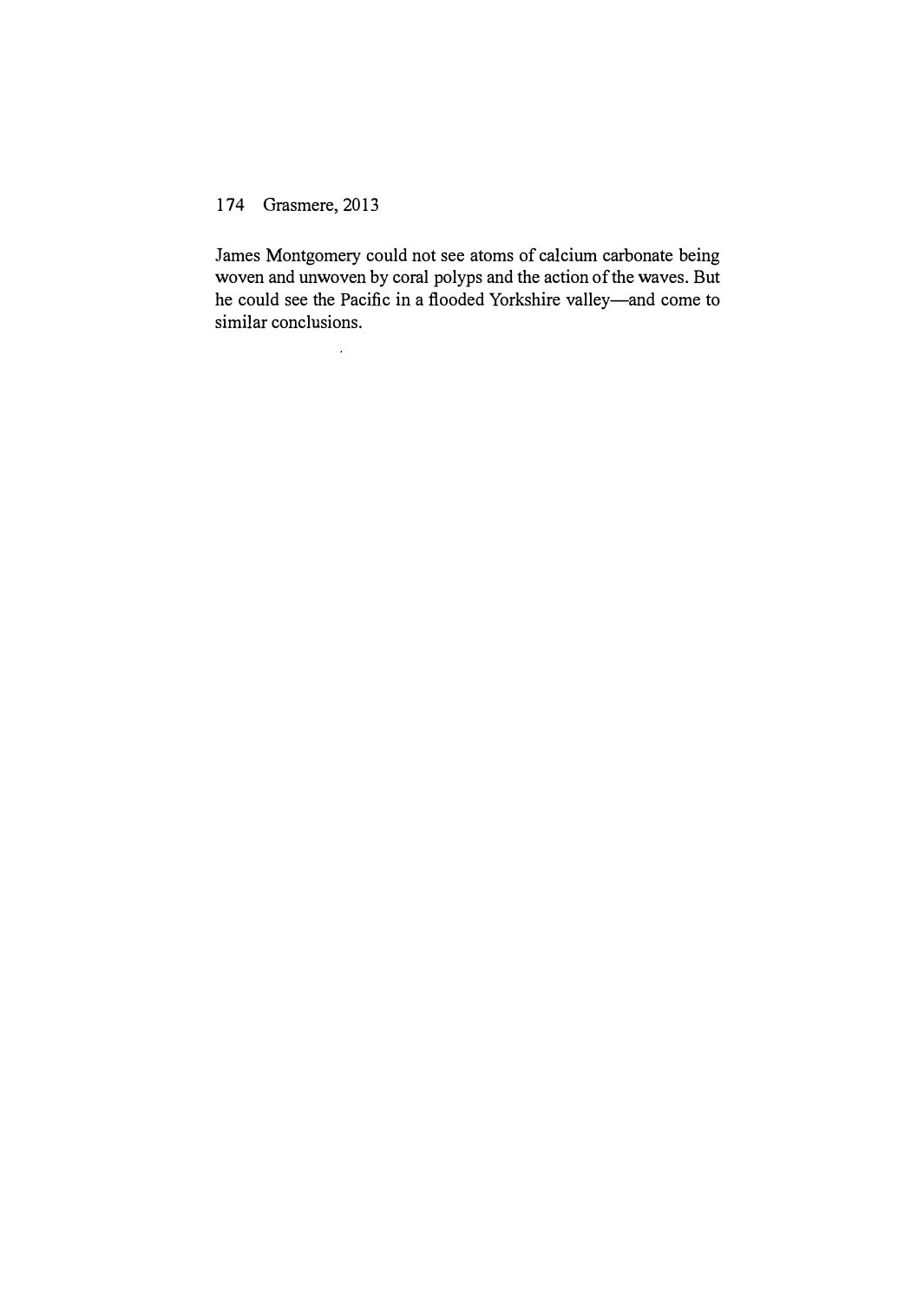James Montgomery could not see atoms of calcium carbonate being woven and unwoven by coral polyps and the action of the waves. But he could see the Pacific in a flooded Yorkshire valley—and come to similar conclusions.